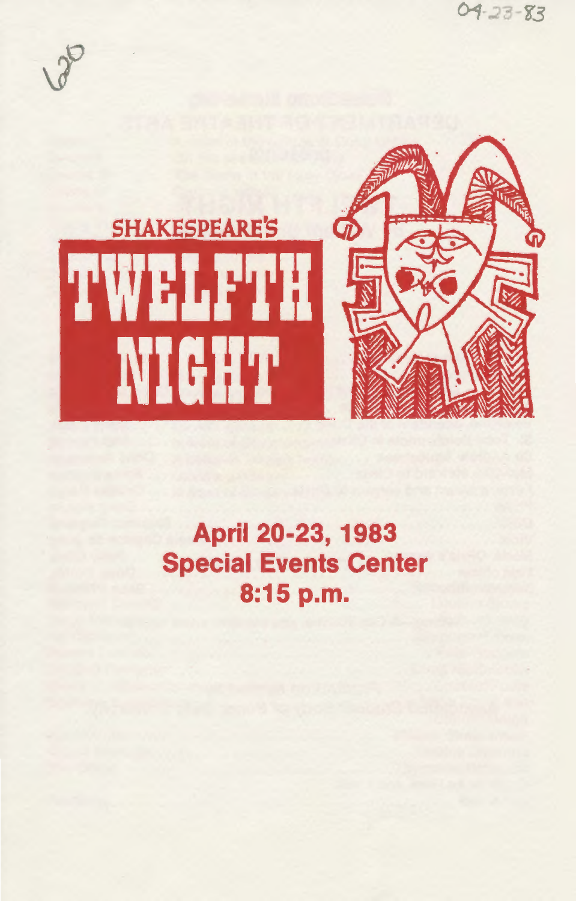04-23-83

620

SHAKESPEARE'S

# TWELFTH NIGHT

**April 20-23, 1983**
**Special Events Center**
**8:15 p.m.**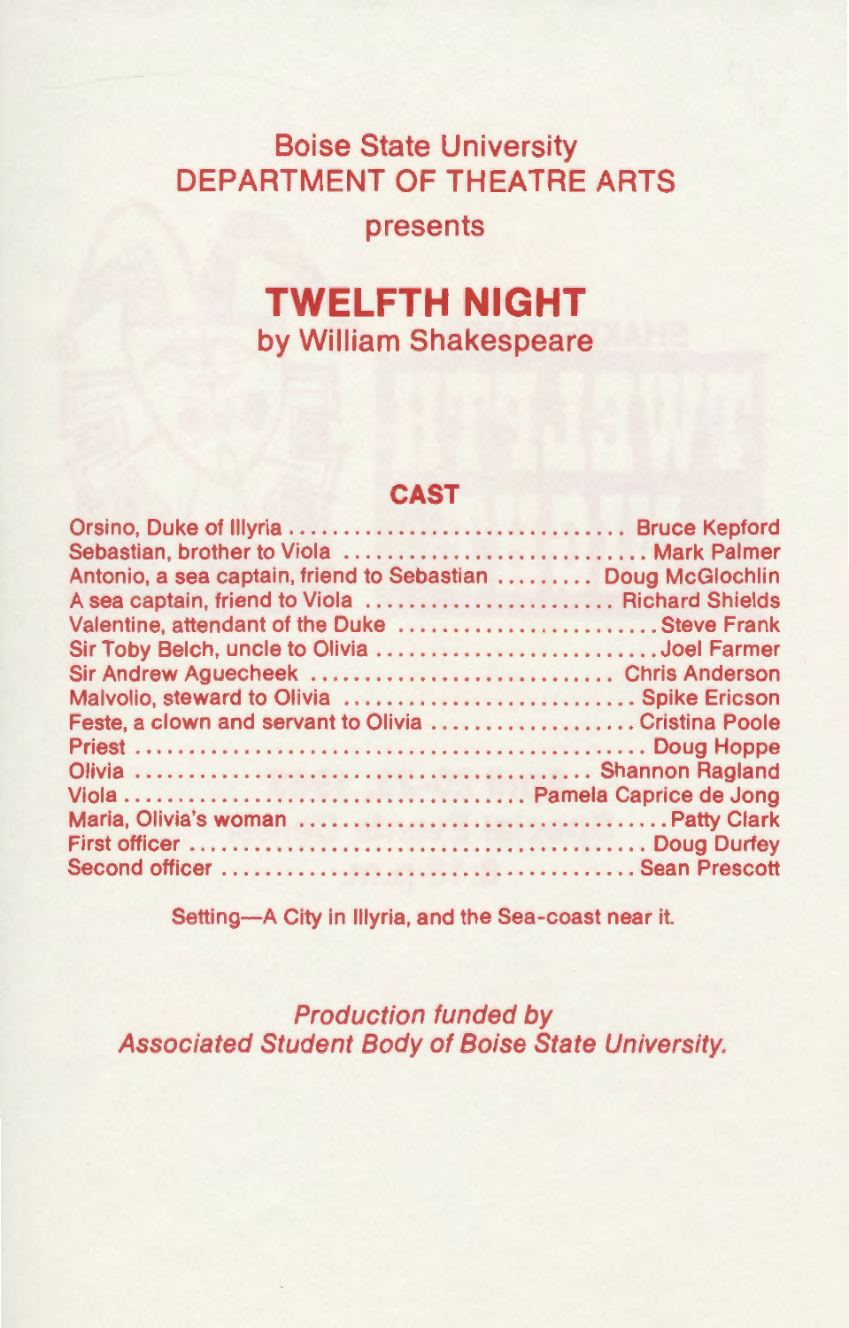## Boise State University
## DEPARTMENT OF THEATRE ARTS

presents

# TWELFTH NIGHT
## by William Shakespeare

### CAST

Orsino, Duke of Illyria ............................... Bruce Kepford
Sebastian, brother to Viola ............................ Mark Palmer
Antonio, a sea captain, friend to Sebastian ......... Doug McGlochlin
A sea captain, friend to Viola ....................... Richard Shields
Valentine, attendant of the Duke ........................ Steve Frank
Sir Toby Belch, uncle to Olivia .......................... Joel Farmer
Sir Andrew Aguecheek ............................ Chris Anderson
Malvolio, steward to Olivia ........................... Spike Ericson
Feste, a clown and servant to Olivia .................. Cristina Poole
Priest ............................................... Doug Hoppe
Olivia .......................................... Shannon Ragland
Viola .................................... Pamela Caprice de Jong
Maria, Olivia's woman .................................. Patty Clark
First officer ......................................... Doug Durfey
Second officer ...................................... Sean Prescott

Setting—A City in Illyria, and the Sea-coast near it.

*Production funded by*
*Associated Student Body of Boise State University.*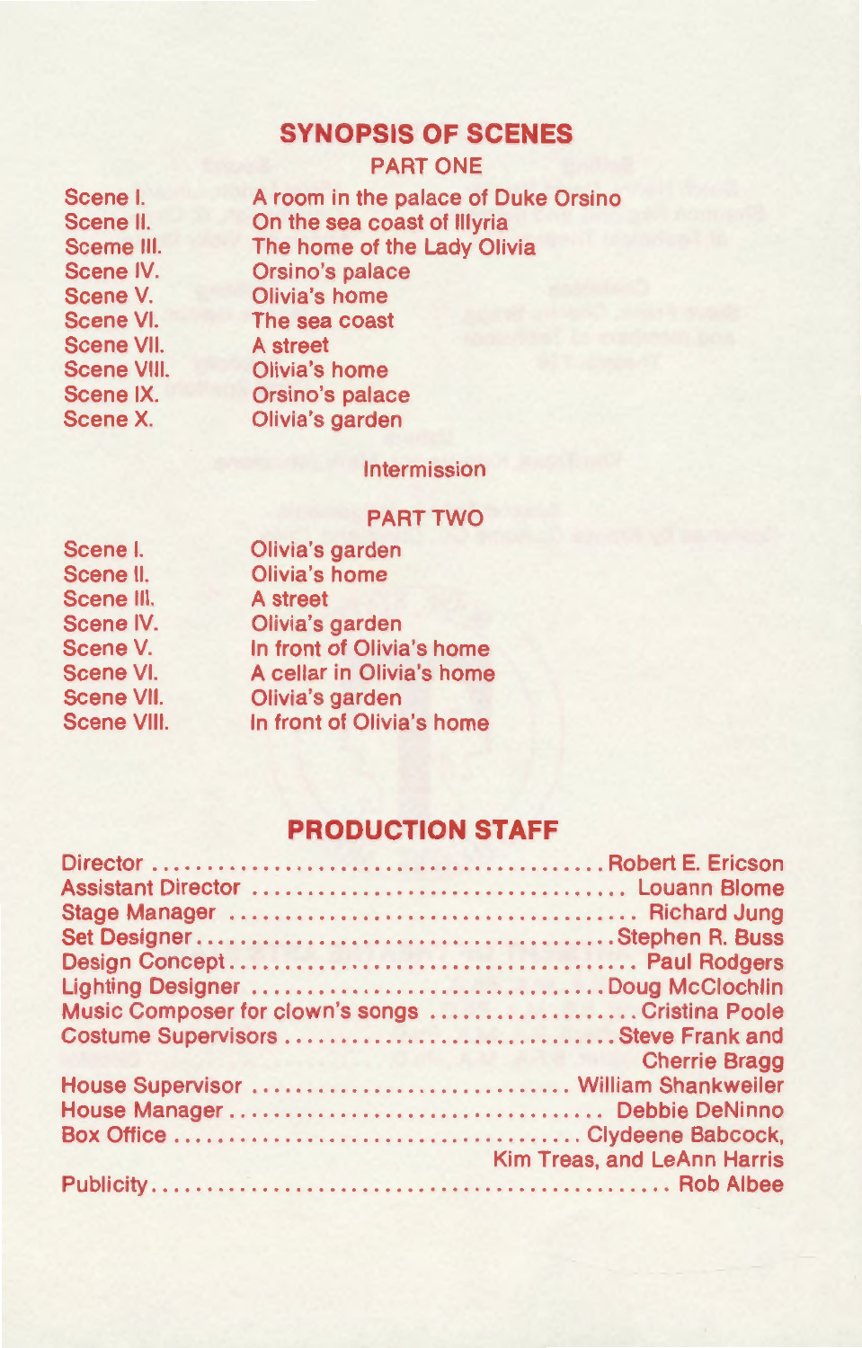## SYNOPSIS OF SCENES

### PART ONE

| | |
|---|---|
| Scene I. | A room in the palace of Duke Orsino |
| Scene II. | On the sea coast of Illyria |
| Sceme III. | The home of the Lady Olivia |
| Scene IV. | Orsino's palace |
| Scene V. | Olivia's home |
| Scene VI. | The sea coast |
| Scene VII. | A street |
| Scene VIII. | Olivia's home |
| Scene IX. | Orsino's palace |
| Scene X. | Olivia's garden |

Intermission

### PART TWO

| | |
|---|---|
| Scene I. | Olivia's garden |
| Scene II. | Olivia's home |
| Scene III. | A street |
| Scene IV. | Olivia's garden |
| Scene V. | In front of Olivia's home |
| Scene VI. | A cellar in Olivia's home |
| Scene VII. | Olivia's garden |
| Scene VIII. | In front of Olivia's home |

## PRODUCTION STAFF

Director .......... Robert E. Ericson
Assistant Director .......... Louann Blome
Stage Manager .......... Richard Jung
Set Designer .......... Stephen R. Buss
Design Concept .......... Paul Rodgers
Lighting Designer .......... Doug McClochlin
Music Composer for clown's songs .......... Cristina Poole
Costume Supervisors .......... Steve Frank and Cherrie Bragg
House Supervisor .......... William Shankweiler
House Manager .......... Debbie DeNinno
Box Office .......... Clydeene Babcock, Kim Treas, and LeAnn Harris
Publicity .......... Rob Albee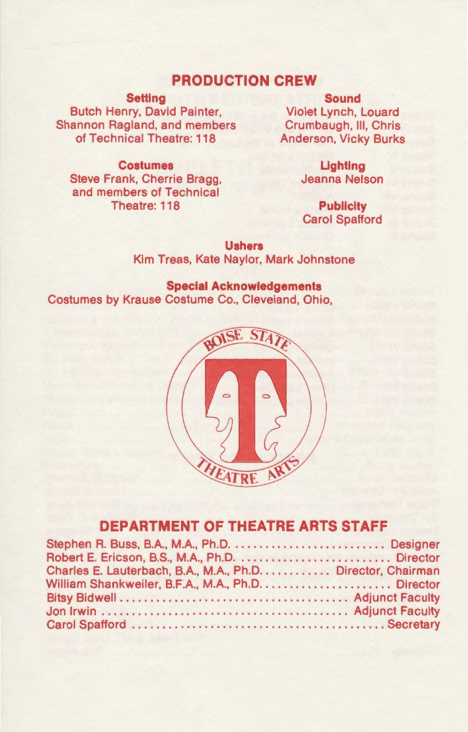## PRODUCTION CREW

**Setting**
Butch Henry, David Painter, Shannon Ragland, and members of Technical Theatre: 118

**Costumes**
Steve Frank, Cherrie Bragg, and members of Technical Theatre: 118

**Sound**
Violet Lynch, Louard Crumbaugh, III, Chris Anderson, Vicky Burks

**Lighting**
Jeanna Nelson

**Publicity**
Carol Spafford

**Ushers**
Kim Treas, Kate Naylor, Mark Johnstone

**Special Acknowledgements**
Costumes by Krause Costume Co., Cleveland, Ohio,

BOISE STATE
THEATRE ARTS

## DEPARTMENT OF THEATRE ARTS STAFF

Stephen R. Buss, B.A., M.A., Ph.D. .......................... Designer
Robert E. Ericson, B.S., M.A., Ph.D. .......................... Director
Charles E. Lauterbach, B.A., M.A., Ph.D. ............ Director, Chairman
William Shankweiler, B.F.A., M.A., Ph.D. ...................... Director
Bitsy Bidwell ....................................... Adjunct Faculty
Jon Irwin .......................................... Adjunct Faculty
Carol Spafford ........................................... Secretary